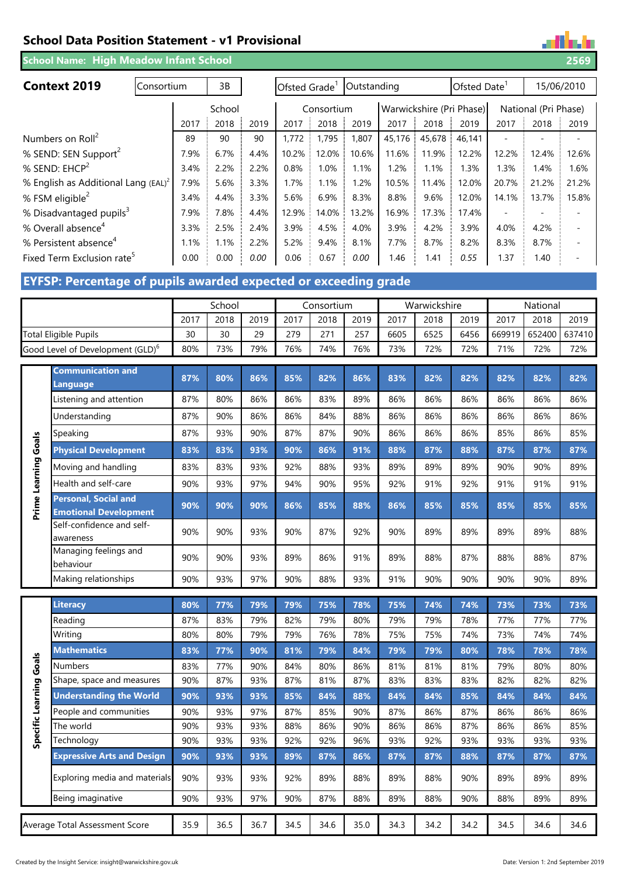# School Data Position Statement - v1 Provisional

## School Name: High Meadow Infant School — 2569

| Context 2019 | Consortium | 3B | Ofsted Grade[1] | Outstanding | Ofsted Date[1] | 15/06/2010 |
|---|---|---|---|---|---|---|

| | School | | | Consortium | | | Warwickshire (Pri Phase) | | | National (Pri Phase) | | |
|---|---|---|---|---|---|---|---|---|---|---|---|---|
| | 2017 | 2018 | 2019 | 2017 | 2018 | 2019 | 2017 | 2018 | 2019 | 2017 | 2018 | 2019 |
| Numbers on Roll[2] | 89 | 90 | 90 | 1,772 | 1,795 | 1,807 | 45,176 | 45,678 | 46,141 | - | - | - |
| % SEND: SEN Support[2] | 7.9% | 6.7% | 4.4% | 10.2% | 12.0% | 10.6% | 11.6% | 11.9% | 12.2% | 12.2% | 12.4% | 12.6% |
| % SEND: EHCP[2] | 3.4% | 2.2% | 2.2% | 0.8% | 1.0% | 1.1% | 1.2% | 1.1% | 1.3% | 1.3% | 1.4% | 1.6% |
| % English as Additional Lang (EAL)[2] | 7.9% | 5.6% | 3.3% | 1.7% | 1.1% | 1.2% | 10.5% | 11.4% | 12.0% | 20.7% | 21.2% | 21.2% |
| % FSM eligible[2] | 3.4% | 4.4% | 3.3% | 5.6% | 6.9% | 8.3% | 8.8% | 9.6% | 12.0% | 14.1% | 13.7% | 15.8% |
| % Disadvantaged pupils[3] | 7.9% | 7.8% | 4.4% | 12.9% | 14.0% | 13.2% | 16.9% | 17.3% | 17.4% | - | - | - |
| % Overall absence[4] | 3.3% | 2.5% | 2.4% | 3.9% | 4.5% | 4.0% | 3.9% | 4.2% | 3.9% | 4.0% | 4.2% | - |
| % Persistent absence[4] | 1.1% | 1.1% | 2.2% | 5.2% | 9.4% | 8.1% | 7.7% | 8.7% | 8.2% | 8.3% | 8.7% | - |
| Fixed Term Exclusion rate[5] | 0.00 | 0.00 | 0.00 | 0.06 | 0.67 | 0.00 | 1.46 | 1.41 | 0.55 | 1.37 | 1.40 | - |

## EYFSP: Percentage of pupils awarded expected or exceeding grade

| | | School | | | Consortium | | | Warwickshire | | | National | | |
|---|---|---|---|---|---|---|---|---|---|---|---|---|---|
| | | 2017 | 2018 | 2019 | 2017 | 2018 | 2019 | 2017 | 2018 | 2019 | 2017 | 2018 | 2019 |
| Total Eligible Pupils | | 30 | 30 | 29 | 279 | 271 | 257 | 6605 | 6525 | 6456 | 669919 | 652400 | 637410 |
| Good Level of Development (GLD)[6] | | 80% | 73% | 79% | 76% | 74% | 76% | 73% | 72% | 72% | 71% | 72% | 72% |
| Prime Learning Goals | **Communication and Language** | **87%** | **80%** | **86%** | **85%** | **82%** | **86%** | **83%** | **82%** | **82%** | **82%** | **82%** | **82%** |
| | Listening and attention | 87% | 80% | 86% | 86% | 83% | 89% | 86% | 86% | 86% | 86% | 86% | 86% |
| | Understanding | 87% | 90% | 86% | 86% | 84% | 88% | 86% | 86% | 86% | 86% | 86% | 86% |
| | Speaking | 87% | 93% | 90% | 87% | 87% | 90% | 86% | 86% | 86% | 85% | 86% | 85% |
| | **Physical Development** | **83%** | **83%** | **93%** | **90%** | **86%** | **91%** | **88%** | **87%** | **88%** | **87%** | **87%** | **87%** |
| | Moving and handling | 83% | 83% | 93% | 92% | 88% | 93% | 89% | 89% | 89% | 90% | 90% | 89% |
| | Health and self-care | 90% | 93% | 97% | 94% | 90% | 95% | 92% | 91% | 92% | 91% | 91% | 91% |
| | **Personal, Social and Emotional Development** | **90%** | **90%** | **90%** | **86%** | **85%** | **88%** | **86%** | **85%** | **85%** | **85%** | **85%** | **85%** |
| | Self-confidence and self-awareness | 90% | 90% | 93% | 90% | 87% | 92% | 90% | 89% | 89% | 89% | 89% | 88% |
| | Managing feelings and behaviour | 90% | 90% | 93% | 89% | 86% | 91% | 89% | 88% | 87% | 88% | 88% | 87% |
| | Making relationships | 90% | 93% | 97% | 90% | 88% | 93% | 91% | 90% | 90% | 90% | 90% | 89% |
| Specific Learning Goals | **Literacy** | **80%** | **77%** | **79%** | **79%** | **75%** | **78%** | **75%** | **74%** | **74%** | **73%** | **73%** | **73%** |
| | Reading | 87% | 83% | 79% | 82% | 79% | 80% | 79% | 79% | 78% | 77% | 77% | 77% |
| | Writing | 80% | 80% | 79% | 79% | 76% | 78% | 75% | 75% | 74% | 73% | 74% | 74% |
| | **Mathematics** | **83%** | **77%** | **90%** | **81%** | **79%** | **84%** | **79%** | **79%** | **80%** | **78%** | **78%** | **78%** |
| | Numbers | 83% | 77% | 90% | 84% | 80% | 86% | 81% | 81% | 81% | 79% | 80% | 80% |
| | Shape, space and measures | 90% | 87% | 93% | 87% | 81% | 87% | 83% | 83% | 83% | 82% | 82% | 82% |
| | **Understanding the World** | **90%** | **93%** | **93%** | **85%** | **84%** | **88%** | **84%** | **84%** | **85%** | **84%** | **84%** | **84%** |
| | People and communities | 90% | 93% | 97% | 87% | 85% | 90% | 87% | 86% | 87% | 86% | 86% | 86% |
| | The world | 90% | 93% | 93% | 88% | 86% | 90% | 86% | 86% | 87% | 86% | 86% | 85% |
| | Technology | 90% | 93% | 93% | 92% | 92% | 96% | 93% | 92% | 93% | 93% | 93% | 93% |
| | **Expressive Arts and Design** | **90%** | **93%** | **93%** | **89%** | **87%** | **86%** | **87%** | **87%** | **88%** | **87%** | **87%** | **87%** |
| | Exploring media and materials | 90% | 93% | 93% | 92% | 89% | 88% | 89% | 88% | 90% | 89% | 89% | 89% |
| | Being imaginative | 90% | 93% | 97% | 90% | 87% | 88% | 89% | 88% | 90% | 88% | 89% | 89% |
| Average Total Assessment Score | | 35.9 | 36.5 | 36.7 | 34.5 | 34.6 | 35.0 | 34.3 | 34.2 | 34.2 | 34.5 | 34.6 | 34.6 |

Created by the Insight Service: insight@warwickshire.gov.uk

Date: Version 1: 2nd September 2019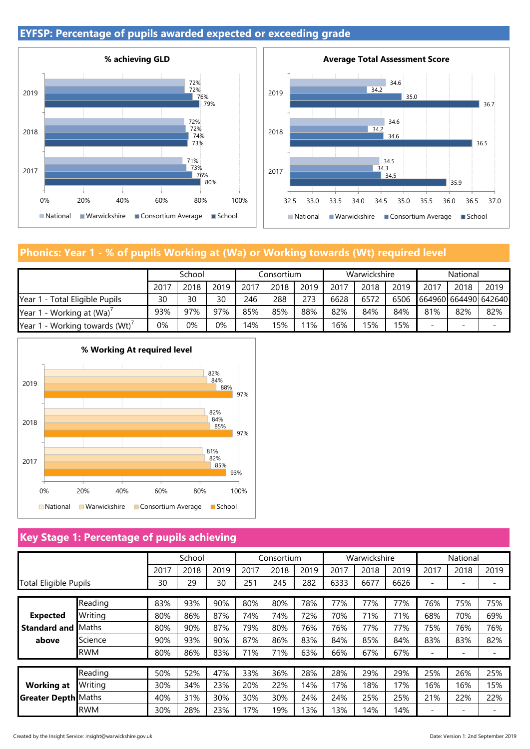## EYFSP: Percentage of pupils awarded expected or exceeding grade

**% achieving GLD**

| Year | National | Warwickshire | Consortium Average | School |
|---|---|---|---|---|
| 2019 | 72% | 72% | 76% | 79% |
| 2018 | 72% | 72% | 74% | 73% |
| 2017 | 71% | 73% | 76% | 80% |

**Average Total Assessment Score**

| Year | National | Warwickshire | Consortium Average | School |
|---|---|---|---|---|
| 2019 | 34.6 | 34.2 | 35.0 | 36.7 |
| 2018 | 34.6 | 34.2 | 34.6 | 36.5 |
| 2017 | 34.5 | 34.3 | 34.5 | 35.9 |

## Phonics: Year 1 - % of pupils Working at (Wa) or Working towards (Wt) required level

| | School | | | Consortium | | | Warwickshire | | | National | | |
|---|---|---|---|---|---|---|---|---|---|---|---|---|
| | 2017 | 2018 | 2019 | 2017 | 2018 | 2019 | 2017 | 2018 | 2019 | 2017 | 2018 | 2019 |
| Year 1 - Total Eligible Pupils | 30 | 30 | 30 | 246 | 288 | 273 | 6628 | 6572 | 6506 | 664960 | 664490 | 642640 |
| Year 1 - Working at (Wa)[7] | 93% | 97% | 97% | 85% | 85% | 88% | 82% | 84% | 84% | 81% | 82% | 82% |
| Year 1 - Working towards (Wt)[7] | 0% | 0% | 0% | 14% | 15% | 11% | 16% | 15% | 15% | - | - | - |

**% Working At required level**

| Year | National | Warwickshire | Consortium Average | School |
|---|---|---|---|---|
| 2019 | 82% | 84% | 88% | 97% |
| 2018 | 82% | 84% | 85% | 97% |
| 2017 | 81% | 82% | 85% | 93% |

## Key Stage 1: Percentage of pupils achieving

| | | School | | | Consortium | | | Warwickshire | | | National | | |
|---|---|---|---|---|---|---|---|---|---|---|---|---|---|
| | | 2017 | 2018 | 2019 | 2017 | 2018 | 2019 | 2017 | 2018 | 2019 | 2017 | 2018 | 2019 |
| Total Eligible Pupils | | 30 | 29 | 30 | 251 | 245 | 282 | 6333 | 6677 | 6626 | - | - | - |
| **Expected Standard and above** | Reading | 83% | 93% | 90% | 80% | 80% | 78% | 77% | 77% | 77% | 76% | 75% | 75% |
| | Writing | 80% | 86% | 87% | 74% | 74% | 72% | 70% | 71% | 71% | 68% | 70% | 69% |
| | Maths | 80% | 90% | 87% | 79% | 80% | 76% | 76% | 77% | 77% | 75% | 76% | 76% |
| | Science | 90% | 93% | 90% | 87% | 86% | 83% | 84% | 85% | 84% | 83% | 83% | 82% |
| | RWM | 80% | 86% | 83% | 71% | 71% | 63% | 66% | 67% | 67% | - | - | - |
| **Working at Greater Depth** | Reading | 50% | 52% | 47% | 33% | 36% | 28% | 28% | 29% | 29% | 25% | 26% | 25% |
| | Writing | 30% | 34% | 23% | 20% | 22% | 14% | 17% | 18% | 17% | 16% | 16% | 15% |
| | Maths | 40% | 31% | 30% | 30% | 30% | 24% | 24% | 25% | 25% | 21% | 22% | 22% |
| | RWM | 30% | 28% | 23% | 17% | 19% | 13% | 13% | 14% | 14% | - | - | - |

Created by the Insight Service: insight@warwickshire.gov.uk

Date: Version 1: 2nd September 2019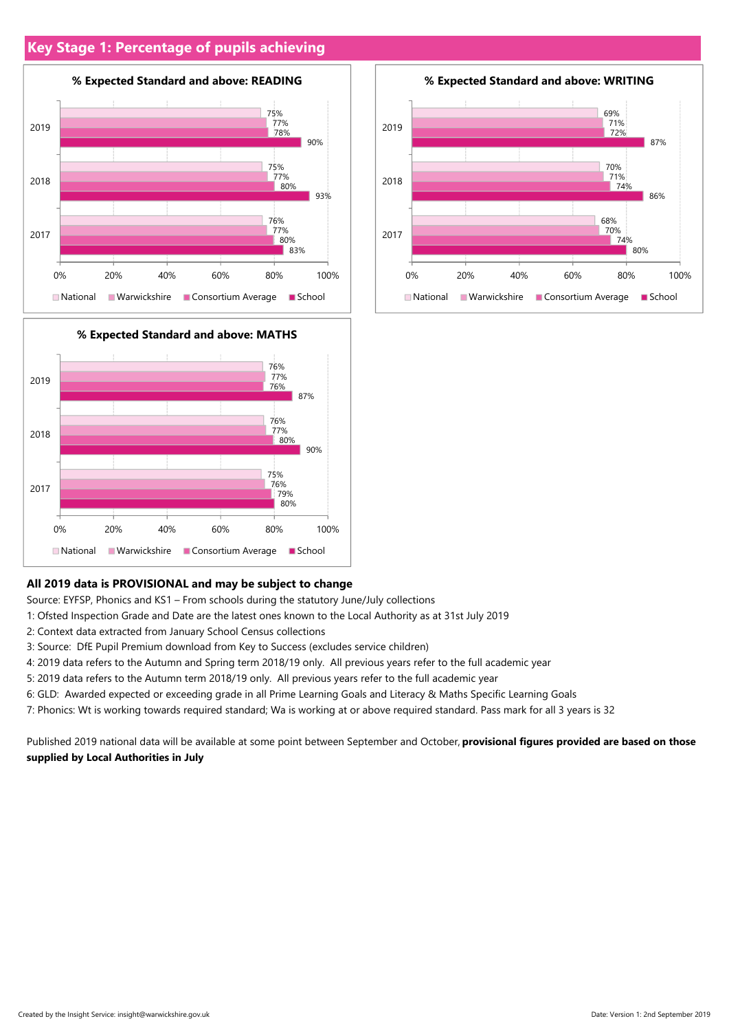## Key Stage 1: Percentage of pupils achieving

**% Expected Standard and above: READING**

2019: 75% 77% 78% 90%

2018: 75% 77% 80% 93%

2017: 76% 77% 80% 83%

0% 20% 40% 60% 80% 100%

National Warwickshire Consortium Average School

**% Expected Standard and above: WRITING**

2019: 69% 71% 72% 87%

2018: 70% 71% 74% 86%

2017: 68% 70% 74% 80%

0% 20% 40% 60% 80% 100%

National Warwickshire Consortium Average School

**% Expected Standard and above: MATHS**

2019: 76% 77% 76% 87%

2018: 76% 77% 80% 90%

2017: 75% 76% 79% 80%

0% 20% 40% 60% 80% 100%

National Warwickshire Consortium Average School

**All 2019 data is PROVISIONAL and may be subject to change**

Source: EYFSP, Phonics and KS1 – From schools during the statutory June/July collections

1: Ofsted Inspection Grade and Date are the latest ones known to the Local Authority as at 31st July 2019

2: Context data extracted from January School Census collections

3: Source: DfE Pupil Premium download from Key to Success (excludes service children)

4: 2019 data refers to the Autumn and Spring term 2018/19 only. All previous years refer to the full academic year

5: 2019 data refers to the Autumn term 2018/19 only. All previous years refer to the full academic year

6: GLD: Awarded expected or exceeding grade in all Prime Learning Goals and Literacy & Maths Specific Learning Goals

7: Phonics: Wt is working towards required standard; Wa is working at or above required standard. Pass mark for all 3 years is 32

Published 2019 national data will be available at some point between September and October, **provisional figures provided are based on those supplied by Local Authorities in July**

Created by the Insight Service: insight@warwickshire.gov.uk

Date: Version 1: 2nd September 2019